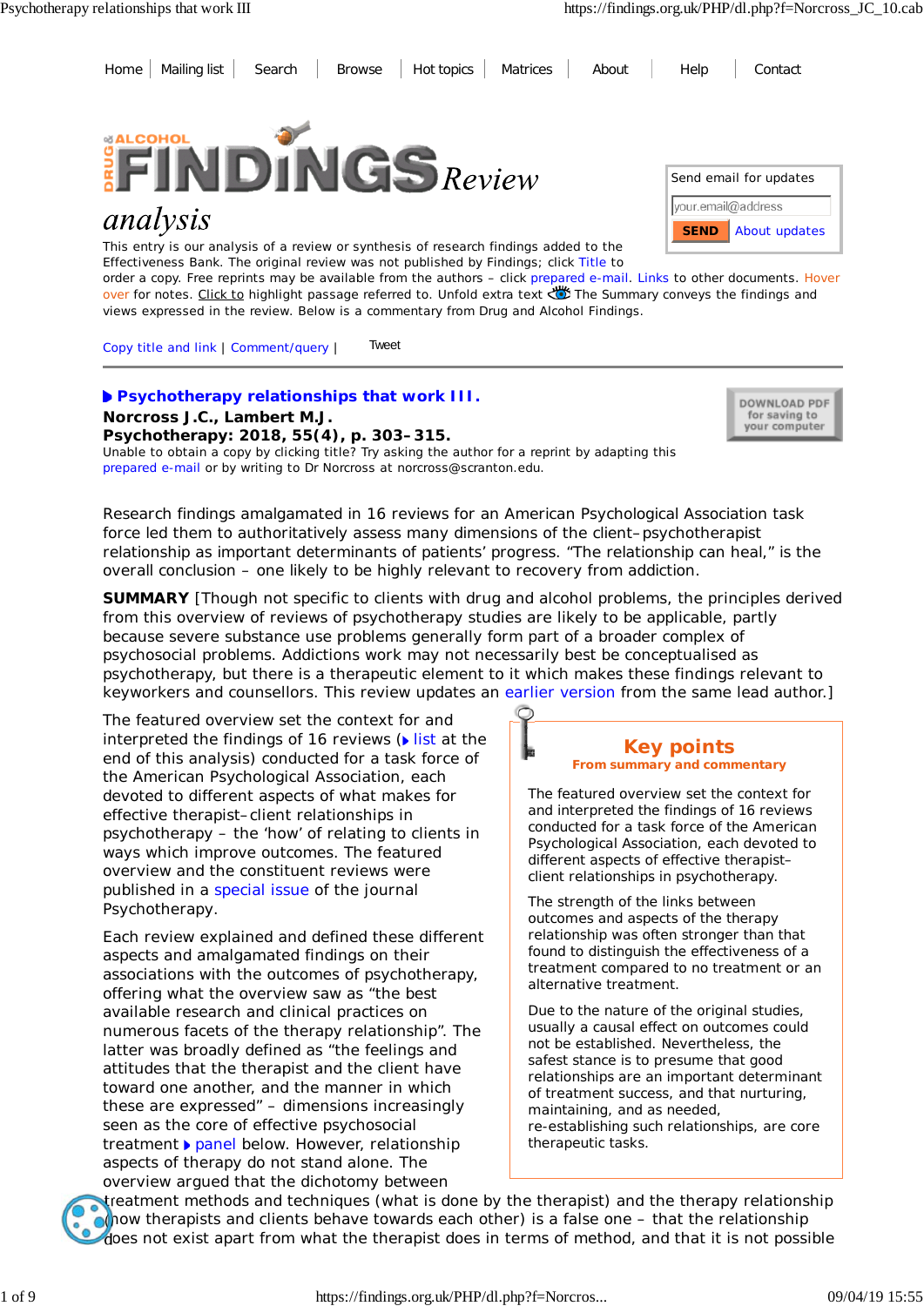Home | Mailing list | Search | Browse | Hot topics | Matrices | About | Help | Contact

# DRUG & ALCOHOL FINDINGS Review analysis

Send email for updates

your.email@address

SEND | About updates

This entry is our analysis of a review or synthesis of research findings added to the Effectiveness Bank. The original review was not published by Findings; click Title to order a copy. Free reprints may be available from the authors – click prepared e-mail. Links to other documents. Hover over for notes. Click to highlight passage referred to. Unfold extra text The Summary conveys the findings and views expressed in the review. Below is a commentary from Drug and Alcohol Findings.

Copy title and link | Comment/query | Tweet

## Psychotherapy relationships that work III.

**Norcross J.C., Lambert M.J.**
**Psychotherapy: 2018, 55(4), p. 303–315.**

Unable to obtain a copy by clicking title? Try asking the author for a reprint by adapting this prepared e-mail or by writing to Dr Norcross at norcross@scranton.edu.

DOWNLOAD PDF for saving to your computer

Research findings amalgamated in 16 reviews for an American Psychological Association task force led them to authoritatively assess many dimensions of the client–psychotherapist relationship as important determinants of patients' progress. "The relationship can heal," is the overall conclusion – one likely to be highly relevant to recovery from addiction.

**SUMMARY** [Though not specific to clients with drug and alcohol problems, the principles derived from this overview of reviews of psychotherapy studies are likely to be applicable, partly because severe substance use problems generally form part of a broader complex of psychosocial problems. Addictions work may not necessarily best be conceptualised as psychotherapy, but there is a therapeutic element to it which makes these findings relevant to keyworkers and counsellors. This review updates an earlier version from the same lead author.]

> ### Key points
> **From summary and commentary**
>
> The featured overview set the context for and interpreted the findings of 16 reviews conducted for a task force of the American Psychological Association, each devoted to different aspects of effective therapist–client relationships in psychotherapy.
>
> The strength of the links between outcomes and aspects of the therapy relationship was often stronger than that found to distinguish the effectiveness of a treatment compared to no treatment or an alternative treatment.
>
> Due to the nature of the original studies, usually a causal effect on outcomes could not be established. Nevertheless, the safest stance is to presume that good relationships are an important determinant of treatment success, and that nurturing, maintaining, and as needed, re-establishing such relationships, are core therapeutic tasks.

The featured overview set the context for and interpreted the findings of 16 reviews (list at the end of this analysis) conducted for a task force of the American Psychological Association, each devoted to different aspects of what makes for effective therapist–client relationships in psychotherapy – the 'how' of relating to clients in ways which improve outcomes. The featured overview and the constituent reviews were published in a special issue of the journal Psychotherapy.

Each review explained and defined these different aspects and amalgamated findings on their associations with the outcomes of psychotherapy, offering what the overview saw as "the best available research and clinical practices on numerous facets of the therapy relationship". The latter was broadly defined as "the feelings and attitudes that the therapist and the client have toward one another, and the manner in which these are expressed" – dimensions increasingly seen as the core of effective psychosocial treatment panel below. However, relationship aspects of therapy do not stand alone. The overview argued that the dichotomy between treatment methods and techniques (what is done by the therapist) and the therapy relationship (how therapists and clients behave towards each other) is a false one – that the relationship does not exist apart from what the therapist does in terms of method, and that it is not possible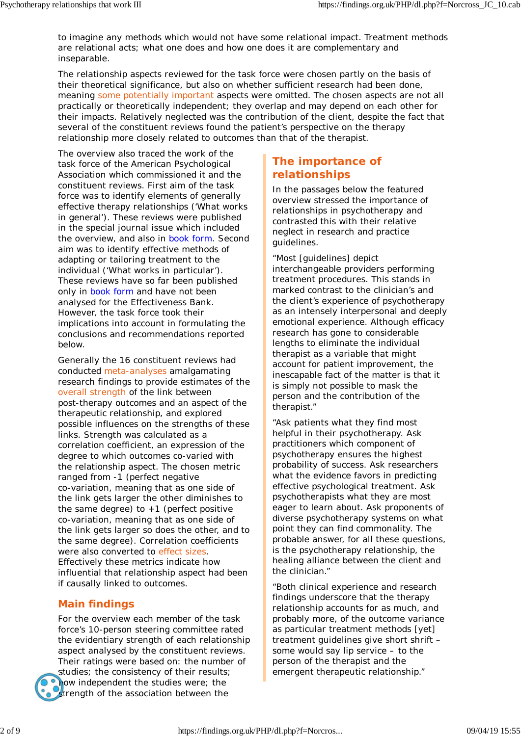to imagine any methods which would not have some relational impact. Treatment methods are relational acts; what one does and how one does it are complementary and inseparable.

The relationship aspects reviewed for the task force were chosen partly on the basis of their theoretical significance, but also on whether sufficient research had been done, meaning some potentially important aspects were omitted. The chosen aspects are not all practically or theoretically independent; they overlap and may depend on each other for their impacts. Relatively neglected was the contribution of the client, despite the fact that several of the constituent reviews found the patient's perspective on the therapy relationship more closely related to outcomes than that of the therapist.

The overview also traced the work of the task force of the American Psychological Association which commissioned it and the constituent reviews. First aim of the task force was to identify elements of generally effective therapy relationships ('What works in general'). These reviews were published in the special journal issue which included the overview, and also in book form. Second aim was to identify effective methods of adapting or tailoring treatment to the individual ('What works in particular'). These reviews have so far been published only in book form and have not been analysed for the Effectiveness Bank. However, the task force took their implications into account in formulating the conclusions and recommendations reported below.

Generally the 16 constituent reviews had conducted meta-analyses amalgamating research findings to provide estimates of the overall strength of the link between post-therapy outcomes and an aspect of the therapeutic relationship, and explored possible influences on the strengths of these links. Strength was calculated as a correlation coefficient, an expression of the degree to which outcomes co-varied with the relationship aspect. The chosen metric ranged from -1 (perfect negative co-variation, meaning that as one side of the link gets larger the other diminishes to the same degree) to +1 (perfect positive co-variation, meaning that as one side of the link gets larger so does the other, and to the same degree). Correlation coefficients were also converted to effect sizes. Effectively these metrics indicate how influential that relationship aspect had been if causally linked to outcomes.

## Main findings

For the overview each member of the task force's 10-person steering committee rated the evidentiary strength of each relationship aspect analysed by the constituent reviews. Their ratings were based on: the number of studies; the consistency of their results; how independent the studies were; the strength of the association between the

## The importance of relationships

In the passages below the featured overview stressed the importance of relationships in psychotherapy and contrasted this with their relative neglect in research and practice guidelines.

"Most [guidelines] depict interchangeable providers performing treatment procedures. This stands in marked contrast to the clinician's and the client's experience of psychotherapy as an intensely interpersonal and deeply emotional experience. Although efficacy research has gone to considerable lengths to eliminate the individual therapist as a variable that might account for patient improvement, the inescapable fact of the matter is that it is simply not possible to mask the person and the contribution of the therapist."

"Ask patients what they find most helpful in their psychotherapy. Ask practitioners which component of psychotherapy ensures the highest probability of success. Ask researchers what the evidence favors in predicting effective psychological treatment. Ask psychotherapists what they are most eager to learn about. Ask proponents of diverse psychotherapy systems on what point they can find commonality. The probable answer, for all these questions, is the psychotherapy relationship, the healing alliance between the client and the clinician."

"Both clinical experience and research findings underscore that the therapy relationship accounts for as much, and probably more, of the outcome variance as particular treatment methods [yet] treatment guidelines give short shrift – some would say lip service – to the person of the therapist and the emergent therapeutic relationship."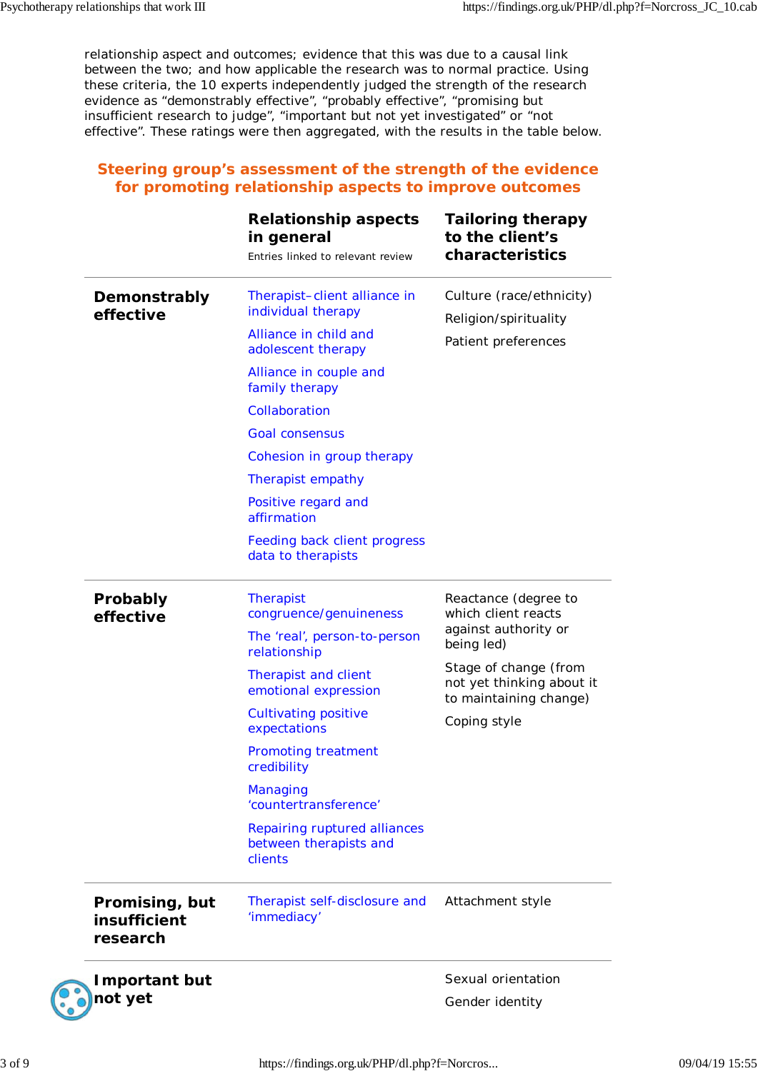relationship aspect and outcomes; evidence that this was due to a causal link between the two; and how applicable the research was to normal practice. Using these criteria, the 10 experts independently judged the strength of the research evidence as "demonstrably effective", "probably effective", "promising but insufficient research to judge", "important but not yet investigated" or "not effective". These ratings were then aggregated, with the results in the table below.

## Steering group's assessment of the strength of the evidence for promoting relationship aspects to improve outcomes

| | **Relationship aspects in general** <br> Entries linked to relevant review | **Tailoring therapy to the client's characteristics** |
|---|---|---|
| **Demonstrably effective** | Therapist–client alliance in individual therapy <br> Alliance in child and adolescent therapy <br> Alliance in couple and family therapy <br> Collaboration <br> Goal consensus <br> Cohesion in group therapy <br> Therapist empathy <br> Positive regard and affirmation <br> Feeding back client progress data to therapists | Culture (race/ethnicity) <br> Religion/spirituality <br> Patient preferences |
| **Probably effective** | Therapist congruence/genuineness <br> The 'real', person-to-person relationship <br> Therapist and client emotional expression <br> Cultivating positive expectations <br> Promoting treatment credibility <br> Managing 'countertransference' <br> Repairing ruptured alliances between therapists and clients | Reactance (degree to which client reacts against authority or being led) <br> Stage of change (from not yet thinking about it to maintaining change) <br> Coping style |
| **Promising, but insufficient research** | Therapist self-disclosure and 'immediacy' | Attachment style |
| **Important but not yet** | | Sexual orientation <br> Gender identity |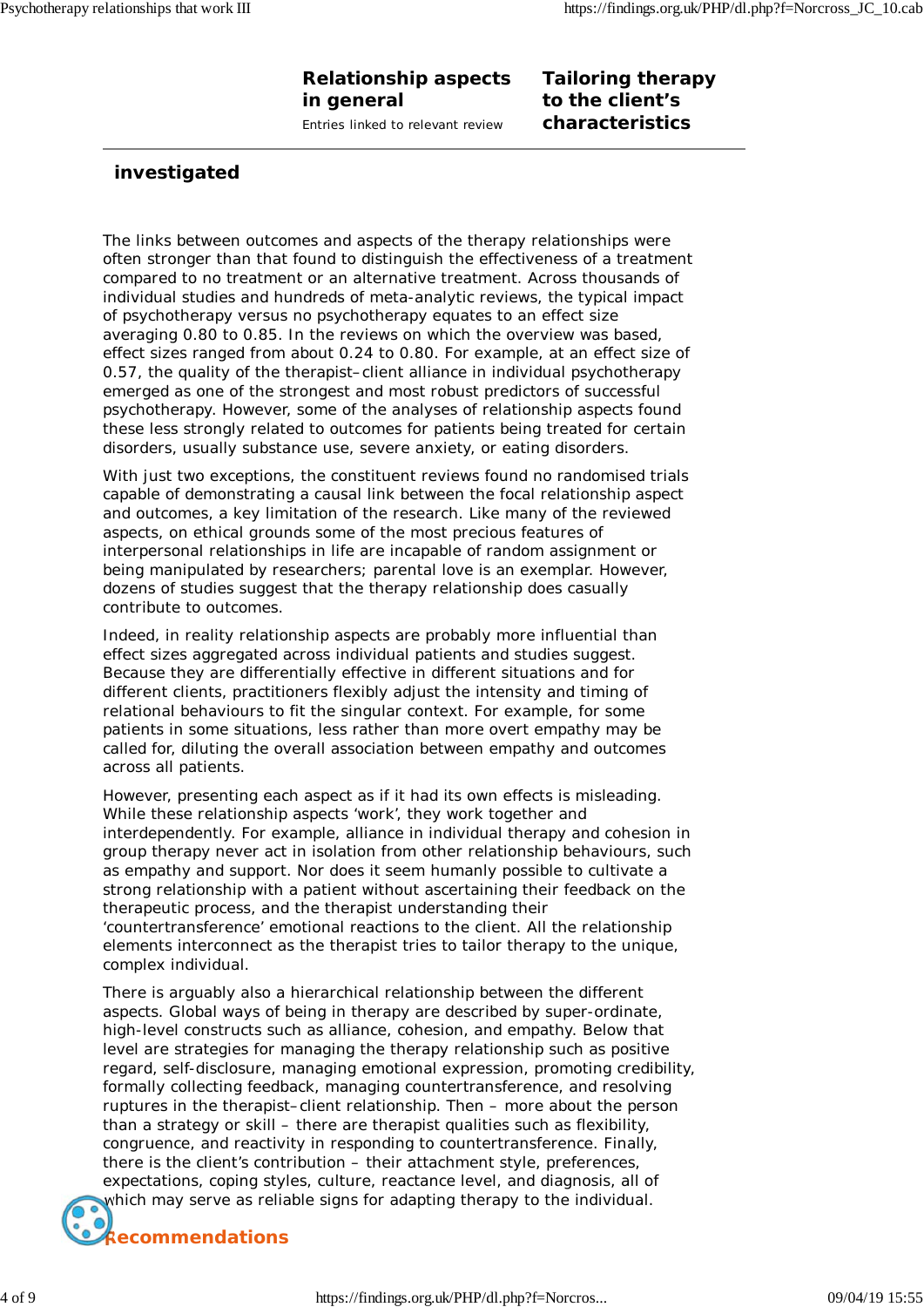**Relationship aspects in general**

Entries linked to relevant review

**Tailoring therapy to the client's characteristics**

**investigated**

The links between outcomes and aspects of the therapy relationships were often stronger than that found to distinguish the effectiveness of a treatment compared to no treatment or an alternative treatment. Across thousands of individual studies and hundreds of meta-analytic reviews, the typical impact of psychotherapy versus no psychotherapy equates to an effect size averaging 0.80 to 0.85. In the reviews on which the overview was based, effect sizes ranged from about 0.24 to 0.80. For example, at an effect size of 0.57, the quality of the therapist–client alliance in individual psychotherapy emerged as one of the strongest and most robust predictors of successful psychotherapy. However, some of the analyses of relationship aspects found these less strongly related to outcomes for patients being treated for certain disorders, usually substance use, severe anxiety, or eating disorders.

With just two exceptions, the constituent reviews found no randomised trials capable of demonstrating a causal link between the focal relationship aspect and outcomes, a key limitation of the research. Like many of the reviewed aspects, on ethical grounds some of the most precious features of interpersonal relationships in life are incapable of random assignment or being manipulated by researchers; parental love is an exemplar. However, dozens of studies suggest that the therapy relationship does casually contribute to outcomes.

Indeed, in reality relationship aspects are probably more influential than effect sizes aggregated across individual patients and studies suggest. Because they are differentially effective in different situations and for different clients, practitioners flexibly adjust the intensity and timing of relational behaviours to fit the singular context. For example, for some patients in some situations, less rather than more overt empathy may be called for, diluting the overall association between empathy and outcomes across all patients.

However, presenting each aspect as if it had its own effects is misleading. While these relationship aspects 'work', they work together and interdependently. For example, alliance in individual therapy and cohesion in group therapy never act in isolation from other relationship behaviours, such as empathy and support. Nor does it seem humanly possible to cultivate a strong relationship with a patient without ascertaining their feedback on the therapeutic process, and the therapist understanding their 'countertransference' emotional reactions to the client. All the relationship elements interconnect as the therapist tries to tailor therapy to the unique, complex individual.

There is arguably also a hierarchical relationship between the different aspects. Global ways of being in therapy are described by super-ordinate, high-level constructs such as alliance, cohesion, and empathy. Below that level are strategies for managing the therapy relationship such as positive regard, self-disclosure, managing emotional expression, promoting credibility, formally collecting feedback, managing countertransference, and resolving ruptures in the therapist–client relationship. Then – more about the person than a strategy or skill – there are therapist qualities such as flexibility, congruence, and reactivity in responding to countertransference. Finally, there is the client's contribution – their attachment style, preferences, expectations, coping styles, culture, reactance level, and diagnosis, all of which may serve as reliable signs for adapting therapy to the individual.

## Recommendations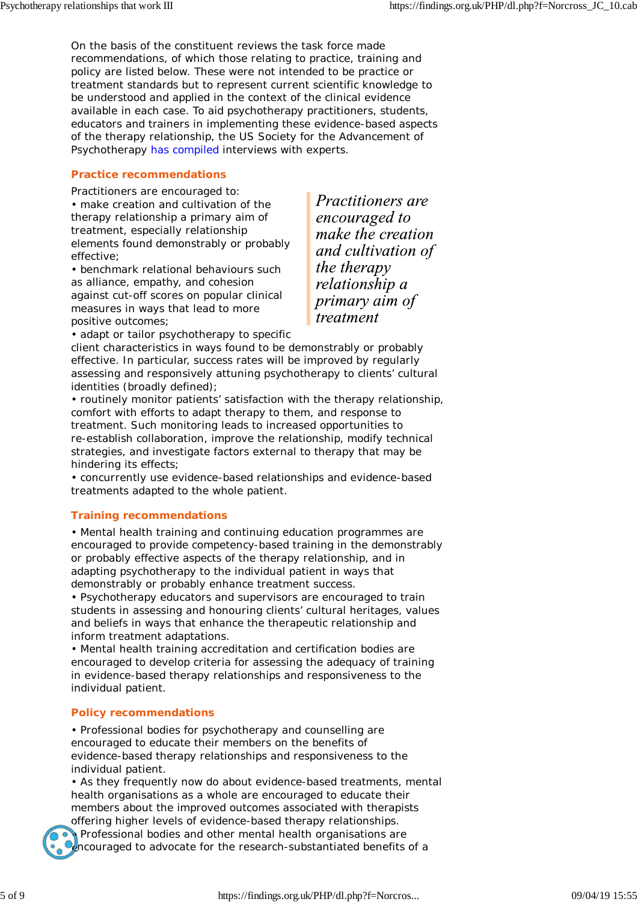On the basis of the constituent reviews the task force made recommendations, of which those relating to practice, training and policy are listed below. These were not intended to be practice or treatment standards but to represent current scientific knowledge to be understood and applied in the context of the clinical evidence available in each case. To aid psychotherapy practitioners, students, educators and trainers in implementing these evidence-based aspects of the therapy relationship, the US Society for the Advancement of Psychotherapy has compiled interviews with experts.

## Practice recommendations

> *Practitioners are encouraged to make the creation and cultivation of the therapy relationship a primary aim of treatment*

Practitioners are encouraged to:

- make creation and cultivation of the therapy relationship a primary aim of treatment, especially relationship elements found demonstrably or probably effective;
- benchmark relational behaviours such as alliance, empathy, and cohesion against cut-off scores on popular clinical measures in ways that lead to more positive outcomes;
- adapt or tailor psychotherapy to specific client characteristics in ways found to be demonstrably or probably effective. In particular, success rates will be improved by regularly assessing and responsively attuning psychotherapy to clients' cultural identities (broadly defined);
- routinely monitor patients' satisfaction with the therapy relationship, comfort with efforts to adapt therapy to them, and response to treatment. Such monitoring leads to increased opportunities to re-establish collaboration, improve the relationship, modify technical strategies, and investigate factors external to therapy that may be hindering its effects;
- concurrently use evidence-based relationships and evidence-based treatments adapted to the whole patient.

## Training recommendations

- Mental health training and continuing education programmes are encouraged to provide competency-based training in the demonstrably or probably effective aspects of the therapy relationship, and in adapting psychotherapy to the individual patient in ways that demonstrably or probably enhance treatment success.
- Psychotherapy educators and supervisors are encouraged to train students in assessing and honouring clients' cultural heritages, values and beliefs in ways that enhance the therapeutic relationship and inform treatment adaptations.
- Mental health training accreditation and certification bodies are encouraged to develop criteria for assessing the adequacy of training in evidence-based therapy relationships and responsiveness to the individual patient.

## Policy recommendations

- Professional bodies for psychotherapy and counselling are encouraged to educate their members on the benefits of evidence-based therapy relationships and responsiveness to the individual patient.
- As they frequently now do about evidence-based treatments, mental health organisations as a whole are encouraged to educate their members about the improved outcomes associated with therapists offering higher levels of evidence-based therapy relationships.
- Professional bodies and other mental health organisations are encouraged to advocate for the research-substantiated benefits of a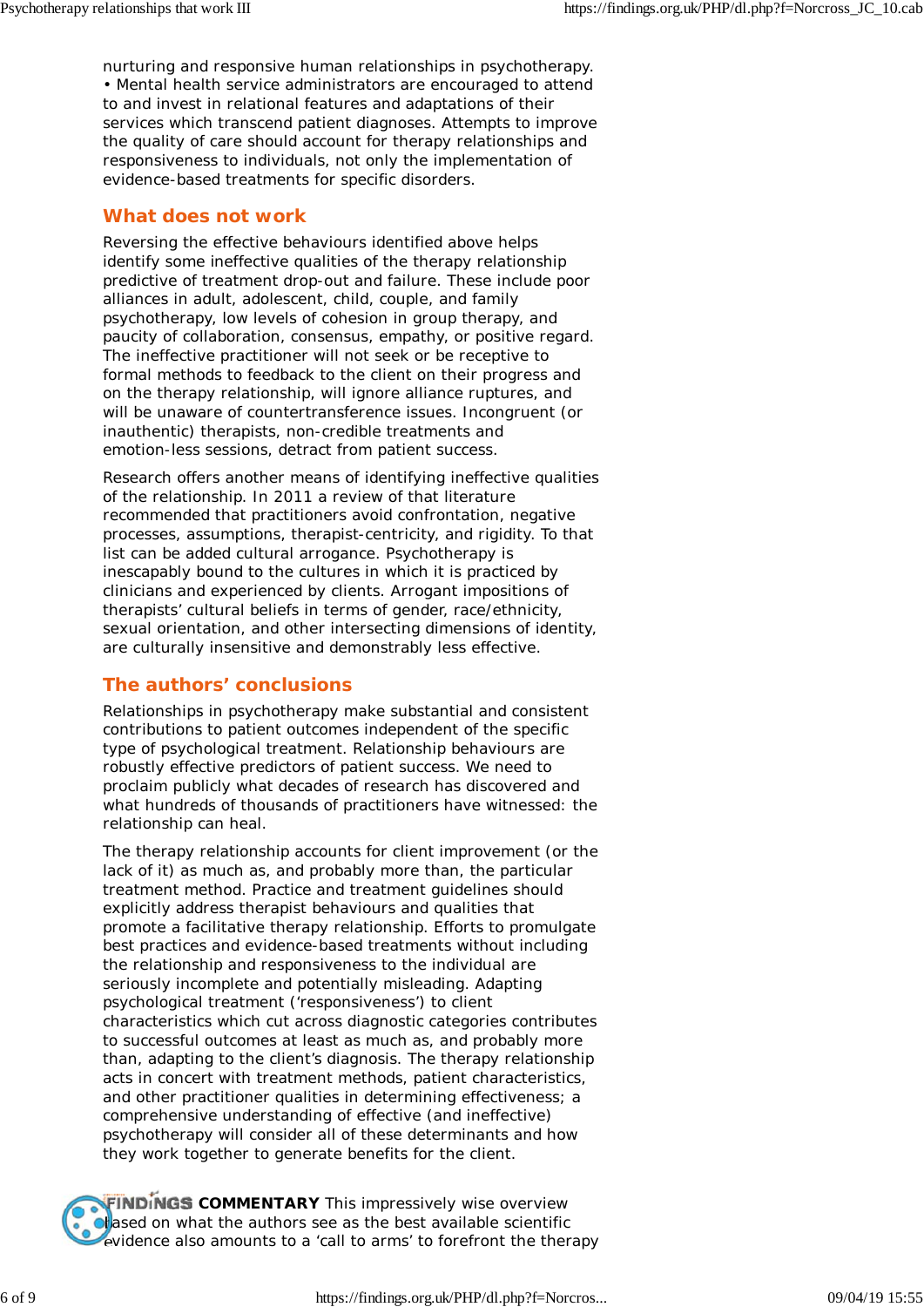nurturing and responsive human relationships in psychotherapy.

- Mental health service administrators are encouraged to attend to and invest in relational features and adaptations of their services which transcend patient diagnoses. Attempts to improve the quality of care should account for therapy relationships and responsiveness to individuals, not only the implementation of evidence-based treatments for specific disorders.

## What does not work

Reversing the effective behaviours identified above helps identify some ineffective qualities of the therapy relationship predictive of treatment drop-out and failure. These include poor alliances in adult, adolescent, child, couple, and family psychotherapy, low levels of cohesion in group therapy, and paucity of collaboration, consensus, empathy, or positive regard. The ineffective practitioner will not seek or be receptive to formal methods to feedback to the client on their progress and on the therapy relationship, will ignore alliance ruptures, and will be unaware of countertransference issues. Incongruent (or inauthentic) therapists, non-credible treatments and emotion-less sessions, detract from patient success.

Research offers another means of identifying ineffective qualities of the relationship. In 2011 a review of that literature recommended that practitioners avoid confrontation, negative processes, assumptions, therapist-centricity, and rigidity. To that list can be added cultural arrogance. Psychotherapy is inescapably bound to the cultures in which it is practiced by clinicians and experienced by clients. Arrogant impositions of therapists' cultural beliefs in terms of gender, race/ethnicity, sexual orientation, and other intersecting dimensions of identity, are culturally insensitive and demonstrably less effective.

## The authors' conclusions

Relationships in psychotherapy make substantial and consistent contributions to patient outcomes independent of the specific type of psychological treatment. Relationship behaviours are robustly effective predictors of patient success. We need to proclaim publicly what decades of research has discovered and what hundreds of thousands of practitioners have witnessed: the relationship can heal.

The therapy relationship accounts for client improvement (or the lack of it) as much as, and probably more than, the particular treatment method. Practice and treatment guidelines should explicitly address therapist behaviours and qualities that promote a facilitative therapy relationship. Efforts to promulgate best practices and evidence-based treatments without including the relationship and responsiveness to the individual are seriously incomplete and potentially misleading. Adapting psychological treatment ('responsiveness') to client characteristics which cut across diagnostic categories contributes to successful outcomes at least as much as, and probably more than, adapting to the client's diagnosis. The therapy relationship acts in concert with treatment methods, patient characteristics, and other practitioner qualities in determining effectiveness; a comprehensive understanding of effective (and ineffective) psychotherapy will consider all of these determinants and how they work together to generate benefits for the client.

**FINDINGS COMMENTARY** This impressively wise overview based on what the authors see as the best available scientific evidence also amounts to a 'call to arms' to forefront the therapy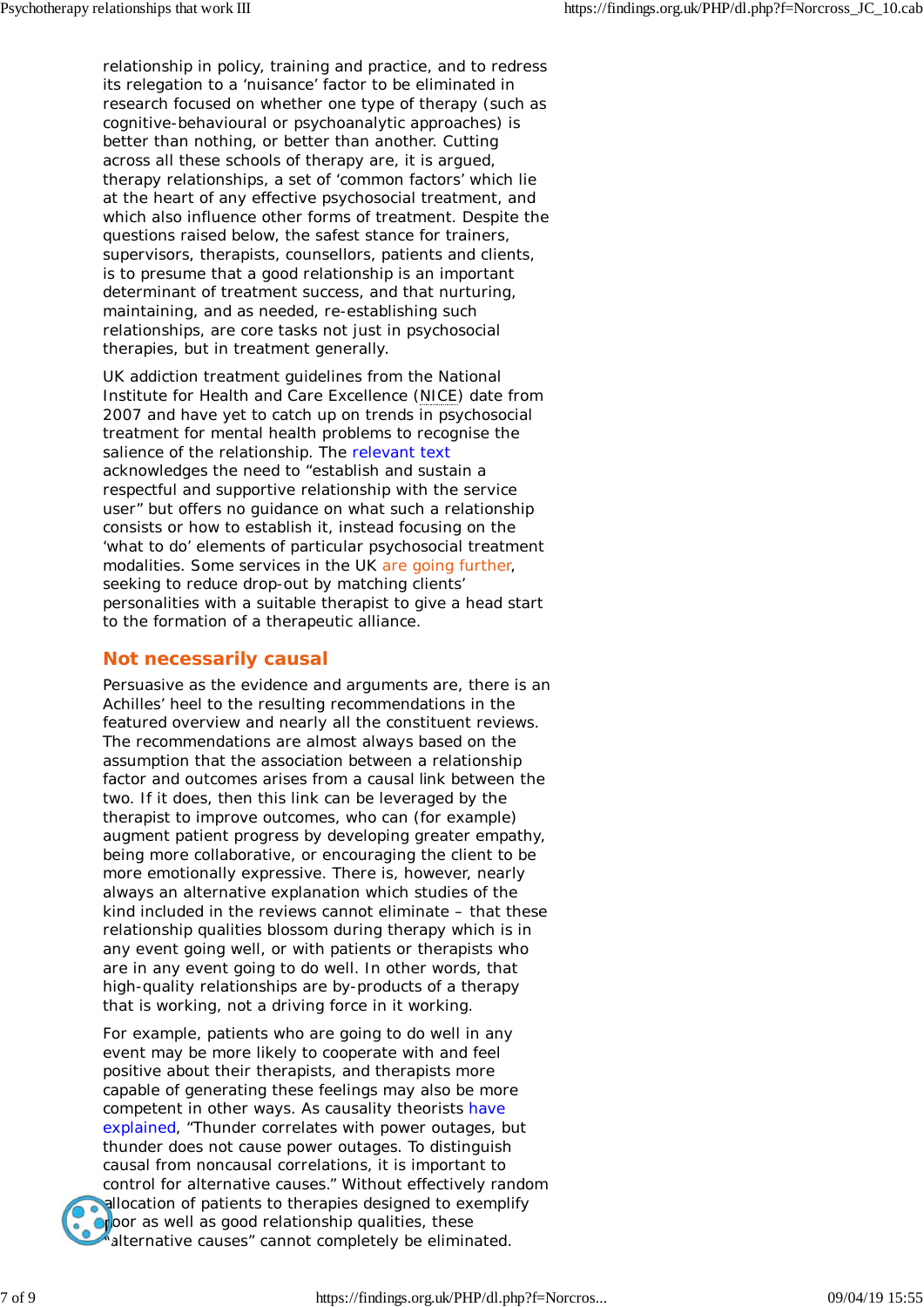relationship in policy, training and practice, and to redress its relegation to a 'nuisance' factor to be eliminated in research focused on whether one type of therapy (such as cognitive-behavioural or psychoanalytic approaches) is better than nothing, or better than another. Cutting across all these schools of therapy are, it is argued, therapy relationships, a set of 'common factors' which lie at the heart of any effective psychosocial treatment, and which also influence other forms of treatment. Despite the questions raised below, the safest stance for trainers, supervisors, therapists, counsellors, patients and clients, is to presume that a good relationship is an important determinant of treatment success, and that nurturing, maintaining, and as needed, re-establishing such relationships, are core tasks not just in psychosocial therapies, but in treatment generally.

UK addiction treatment guidelines from the National Institute for Health and Care Excellence (NICE) date from 2007 and have yet to catch up on trends in psychosocial treatment for mental health problems to recognise the salience of the relationship. The relevant text acknowledges the need to "establish and sustain a respectful and supportive relationship with the service user" but offers no guidance on what such a relationship consists or how to establish it, instead focusing on the 'what to do' elements of particular psychosocial treatment modalities. Some services in the UK are going further, seeking to reduce drop-out by matching clients' personalities with a suitable therapist to give a head start to the formation of a therapeutic alliance.

## Not necessarily causal

Persuasive as the evidence and arguments are, there is an Achilles' heel to the resulting recommendations in the featured overview and nearly all the constituent reviews. The recommendations are almost always based on the assumption that the association between a relationship factor and outcomes arises from a causal link between the two. If it does, then this link can be leveraged by the therapist to improve outcomes, who can (for example) augment patient progress by developing greater empathy, being more collaborative, or encouraging the client to be more emotionally expressive. There is, however, nearly always an alternative explanation which studies of the kind included in the reviews cannot eliminate – that these relationship qualities blossom during therapy which is in any event going well, or with patients or therapists who are in any event going to do well. In other words, that high-quality relationships are by-products of a therapy that is working, not a driving force in it working.

For example, patients who are going to do well in any event may be more likely to cooperate with and feel positive about their therapists, and therapists more capable of generating these feelings may also be more competent in other ways. As causality theorists have explained, "Thunder correlates with power outages, but thunder does not cause power outages. To distinguish causal from noncausal correlations, it is important to control for alternative causes." Without effectively random allocation of patients to therapies designed to exemplify poor as well as good relationship qualities, these "alternative causes" cannot completely be eliminated.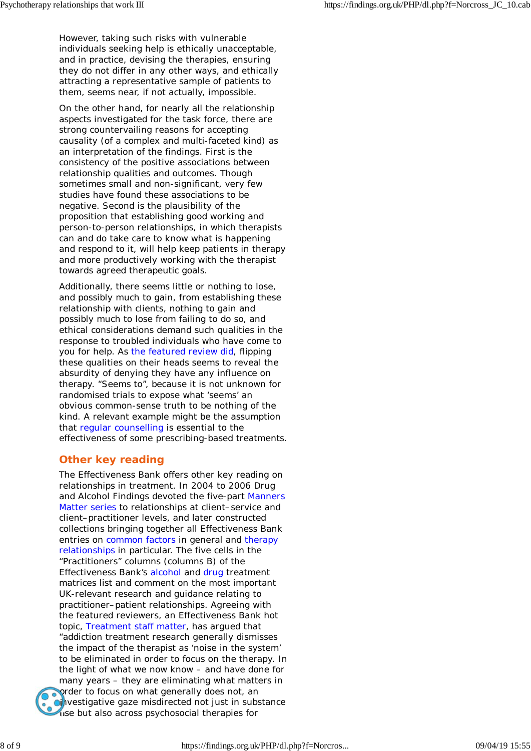However, taking such risks with vulnerable individuals seeking help is ethically unacceptable, and in practice, devising the therapies, ensuring they do not differ in any other ways, and ethically attracting a representative sample of patients to them, seems near, if not actually, impossible.

On the other hand, for nearly all the relationship aspects investigated for the task force, there are strong countervailing reasons for accepting causality (of a complex and multi-faceted kind) as an interpretation of the findings. First is the consistency of the positive associations between relationship qualities and outcomes. Though sometimes small and non-significant, very few studies have found these associations to be negative. Second is the plausibility of the proposition that establishing good working and person-to-person relationships, in which therapists can and do take care to know what is happening and respond to it, will help keep patients in therapy and more productively working with the therapist towards agreed therapeutic goals.

Additionally, there seems little or nothing to lose, and possibly much to gain, from establishing these relationship with clients, nothing to gain and possibly much to lose from failing to do so, and ethical considerations demand such qualities in the response to troubled individuals who have come to you for help. As the featured review did, flipping these qualities on their heads seems to reveal the absurdity of denying they have any influence on therapy. "Seems to", because it is not unknown for randomised trials to expose what 'seems' an obvious common-sense truth to be nothing of the kind. A relevant example might be the assumption that regular counselling is essential to the effectiveness of some prescribing-based treatments.

## Other key reading

The Effectiveness Bank offers other key reading on relationships in treatment. In 2004 to 2006 Drug and Alcohol Findings devoted the five-part Manners Matter series to relationships at client–service and client–practitioner levels, and later constructed collections bringing together all Effectiveness Bank entries on common factors in general and therapy relationships in particular. The five cells in the "Practitioners" columns (columns B) of the Effectiveness Bank's alcohol and drug treatment matrices list and comment on the most important UK-relevant research and guidance relating to practitioner–patient relationships. Agreeing with the featured reviewers, an Effectiveness Bank hot topic, Treatment staff matter, has argued that "addiction treatment research generally dismisses the impact of the therapist as 'noise in the system' to be eliminated in order to focus on the therapy. In the light of what we now know – and have done for many years – they are eliminating what matters in order to focus on what generally does not, an investigative gaze misdirected not just in substance use but also across psychosocial therapies for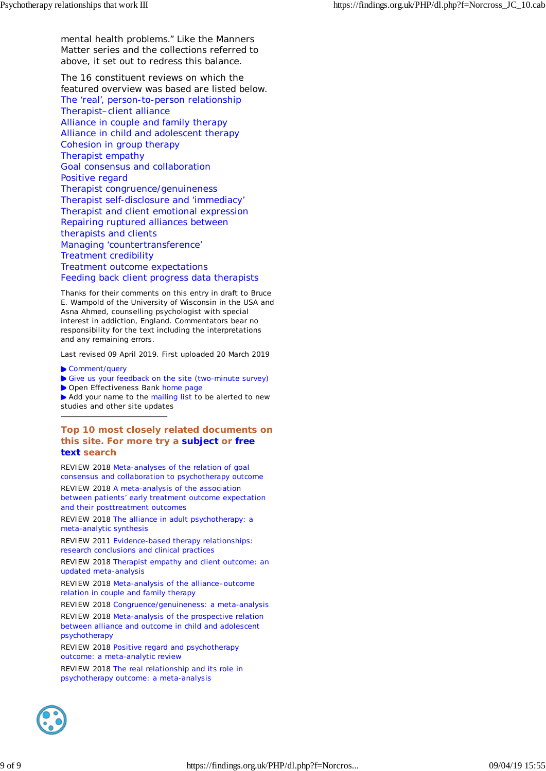mental health problems." Like the Manners Matter series and the collections referred to above, it set out to redress this balance.

The 16 constituent reviews on which the featured overview was based are listed below.

The 'real', person-to-person relationship
Therapist–client alliance
Alliance in couple and family therapy
Alliance in child and adolescent therapy
Cohesion in group therapy
Therapist empathy
Goal consensus and collaboration
Positive regard
Therapist congruence/genuineness
Therapist self-disclosure and 'immediacy'
Therapist and client emotional expression
Repairing ruptured alliances between therapists and clients
Managing 'countertransference'
Treatment credibility
Treatment outcome expectations
Feeding back client progress data therapists

Thanks for their comments on this entry in draft to Bruce E. Wampold of the University of Wisconsin in the USA and Asna Ahmed, counselling psychologist with special interest in addiction, England. Commentators bear no responsibility for the text including the interpretations and any remaining errors.

Last revised 09 April 2019. First uploaded 20 March 2019

- Comment/query
- Give us your feedback on the site (two-minute survey)
- Open Effectiveness Bank home page
- Add your name to the mailing list to be alerted to new studies and other site updates

---

## Top 10 most closely related documents on this site. For more try a **subject** or **free text** search

REVIEW 2018 Meta-analyses of the relation of goal consensus and collaboration to psychotherapy outcome

REVIEW 2018 A meta-analysis of the association between patients' early treatment outcome expectation and their posttreatment outcomes

REVIEW 2018 The alliance in adult psychotherapy: a meta-analytic synthesis

REVIEW 2011 Evidence-based therapy relationships: research conclusions and clinical practices

REVIEW 2018 Therapist empathy and client outcome: an updated meta-analysis

REVIEW 2018 Meta-analysis of the alliance–outcome relation in couple and family therapy

REVIEW 2018 Congruence/genuineness: a meta-analysis

REVIEW 2018 Meta-analysis of the prospective relation between alliance and outcome in child and adolescent psychotherapy

REVIEW 2018 Positive regard and psychotherapy outcome: a meta-analytic review

REVIEW 2018 The real relationship and its role in psychotherapy outcome: a meta-analysis